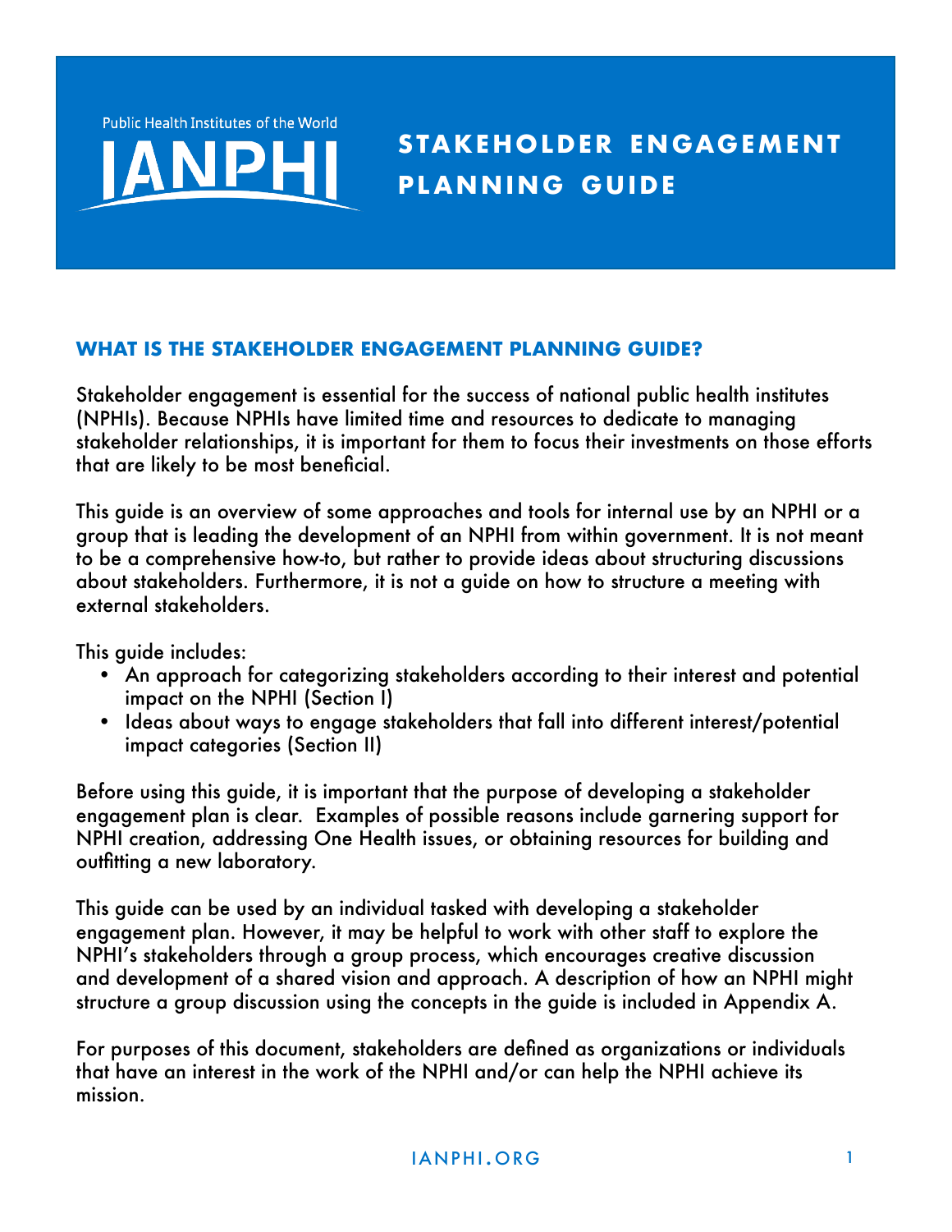Public Health Institutes of the World

IANPHI

# STAKEHOLDER ENGAGEMENT PLANNING GUIDE

## WHAT IS THE STAKEHOLDER ENGAGEMENT PLANNING GUIDE?

Stakeholder engagement is essential for the success of national public health institutes (NPHIs). Because NPHIs have limited time and resources to dedicate to managing stakeholder relationships, it is important for them to focus their investments on those efforts that are likely to be most beneficial.

This guide is an overview of some approaches and tools for internal use by an NPHI or a group that is leading the development of an NPHI from within government. It is not meant to be a comprehensive how-to, but rather to provide ideas about structuring discussions about stakeholders. Furthermore, it is not a guide on how to structure a meeting with external stakeholders.

This guide includes:

- An approach for categorizing stakeholders according to their interest and potential impact on the NPHI (Section I)
- Ideas about ways to engage stakeholders that fall into different interest/potential impact categories (Section II)

Before using this guide, it is important that the purpose of developing a stakeholder engagement plan is clear. Examples of possible reasons include garnering support for NPHI creation, addressing One Health issues, or obtaining resources for building and outfitting a new laboratory.

This guide can be used by an individual tasked with developing a stakeholder engagement plan. However, it may be helpful to work with other staff to explore the NPHI's stakeholders through a group process, which encourages creative discussion and development of a shared vision and approach. A description of how an NPHI might structure a group discussion using the concepts in the guide is included in Appendix A.

For purposes of this document, stakeholders are defined as organizations or individuals that have an interest in the work of the NPHI and/or can help the NPHI achieve its mission.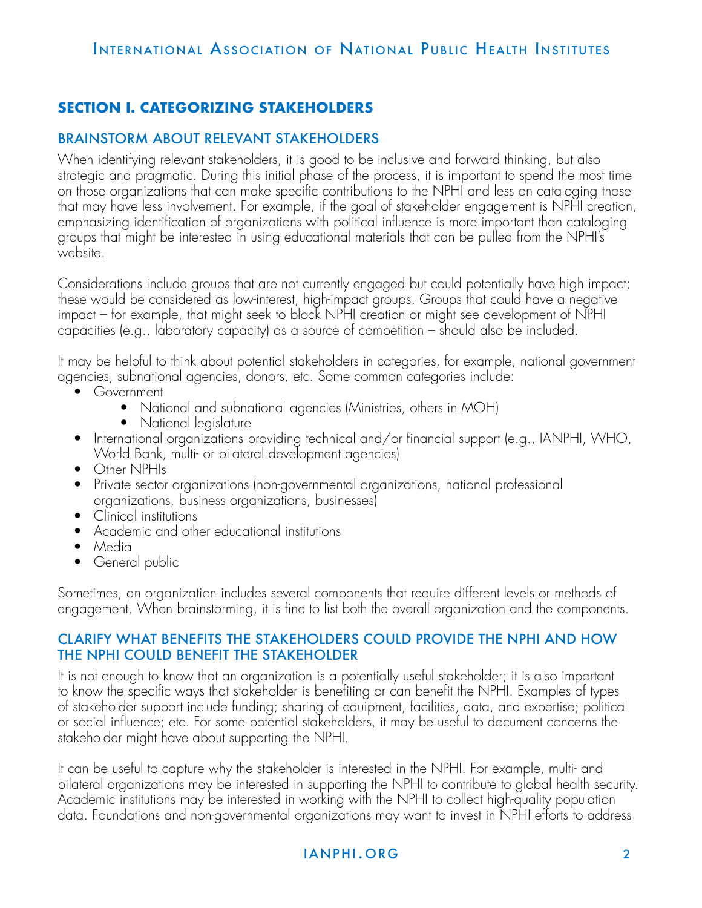## SECTION I. CATEGORIZING STAKEHOLDERS

### BRAINSTORM ABOUT RELEVANT STAKEHOLDERS

When identifying relevant stakeholders, it is good to be inclusive and forward thinking, but also strategic and pragmatic. During this initial phase of the process, it is important to spend the most time on those organizations that can make specific contributions to the NPHI and less on cataloging those that may have less involvement. For example, if the goal of stakeholder engagement is NPHI creation, emphasizing identification of organizations with political influence is more important than cataloging groups that might be interested in using educational materials that can be pulled from the NPHI's website.

Considerations include groups that are not currently engaged but could potentially have high impact; these would be considered as low-interest, high-impact groups. Groups that could have a negative impact – for example, that might seek to block NPHI creation or might see development of NPHI capacities (e.g., laboratory capacity) as a source of competition – should also be included.

It may be helpful to think about potential stakeholders in categories, for example, national government agencies, subnational agencies, donors, etc. Some common categories include:

- Government
    - National and subnational agencies (Ministries, others in MOH)
    - National legislature
- International organizations providing technical and/or financial support (e.g., IANPHI, WHO, World Bank, multi- or bilateral development agencies)
- Other NPHIs
- Private sector organizations (non-governmental organizations, national professional organizations, business organizations, businesses)
- Clinical institutions
- Academic and other educational institutions
- Media
- General public

Sometimes, an organization includes several components that require different levels or methods of engagement. When brainstorming, it is fine to list both the overall organization and the components.

### CLARIFY WHAT BENEFITS THE STAKEHOLDERS COULD PROVIDE THE NPHI AND HOW THE NPHI COULD BENEFIT THE STAKEHOLDER

It is not enough to know that an organization is a potentially useful stakeholder; it is also important to know the specific ways that stakeholder is benefiting or can benefit the NPHI. Examples of types of stakeholder support include funding; sharing of equipment, facilities, data, and expertise; political or social influence; etc. For some potential stakeholders, it may be useful to document concerns the stakeholder might have about supporting the NPHI.

It can be useful to capture why the stakeholder is interested in the NPHI. For example, multi- and bilateral organizations may be interested in supporting the NPHI to contribute to global health security. Academic institutions may be interested in working with the NPHI to collect high-quality population data. Foundations and non-governmental organizations may want to invest in NPHI efforts to address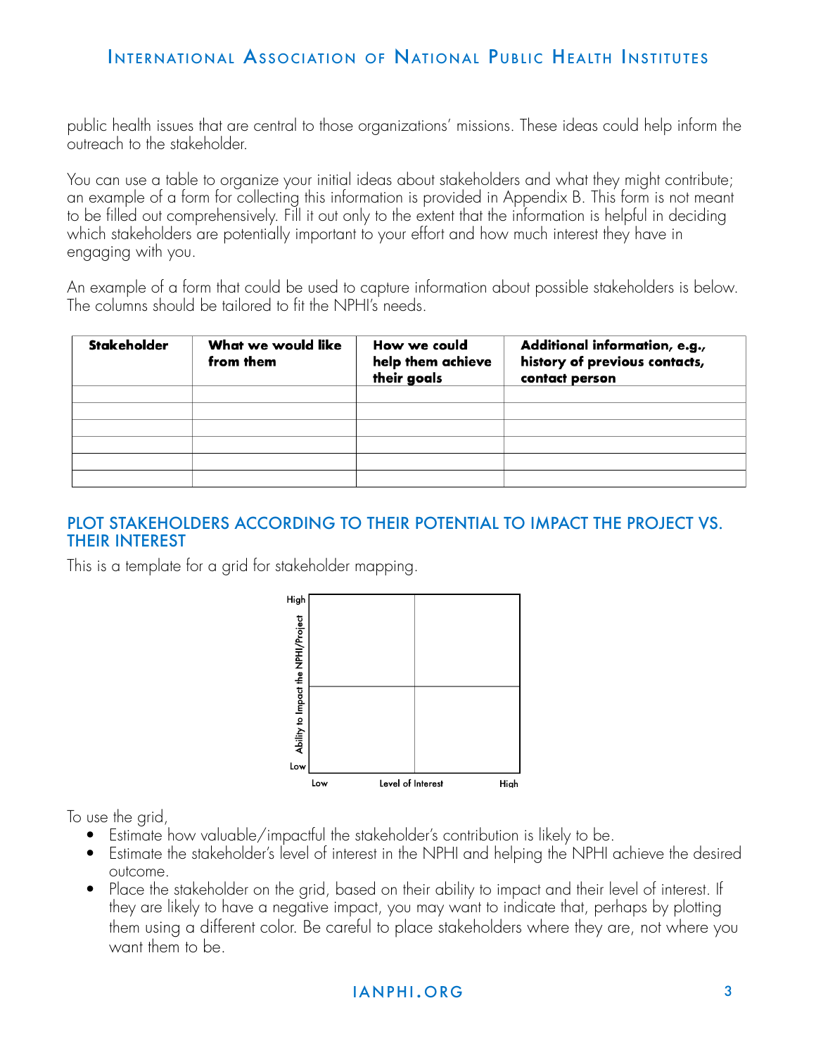public health issues that are central to those organizations' missions. These ideas could help inform the outreach to the stakeholder.

You can use a table to organize your initial ideas about stakeholders and what they might contribute; an example of a form for collecting this information is provided in Appendix B. This form is not meant to be filled out comprehensively. Fill it out only to the extent that the information is helpful in deciding which stakeholders are potentially important to your effort and how much interest they have in engaging with you.

An example of a form that could be used to capture information about possible stakeholders is below. The columns should be tailored to fit the NPHI's needs.

| Stakeholder | What we would like from them | How we could help them achieve their goals | Additional information, e.g., history of previous contacts, contact person |
|---|---|---|---|
| | | | |
| | | | |
| | | | |
| | | | |
| | | | |
| | | | |

## PLOT STAKEHOLDERS ACCORDING TO THEIR POTENTIAL TO IMPACT THE PROJECT VS. THEIR INTEREST

This is a template for a grid for stakeholder mapping.

High

Ability to Impact the NPHI/Project

Low

Low Level of Interest High

To use the grid,

- Estimate how valuable/impactful the stakeholder's contribution is likely to be.
- Estimate the stakeholder's level of interest in the NPHI and helping the NPHI achieve the desired outcome.
- Place the stakeholder on the grid, based on their ability to impact and their level of interest. If they are likely to have a negative impact, you may want to indicate that, perhaps by plotting them using a different color. Be careful to place stakeholders where they are, not where you want them to be.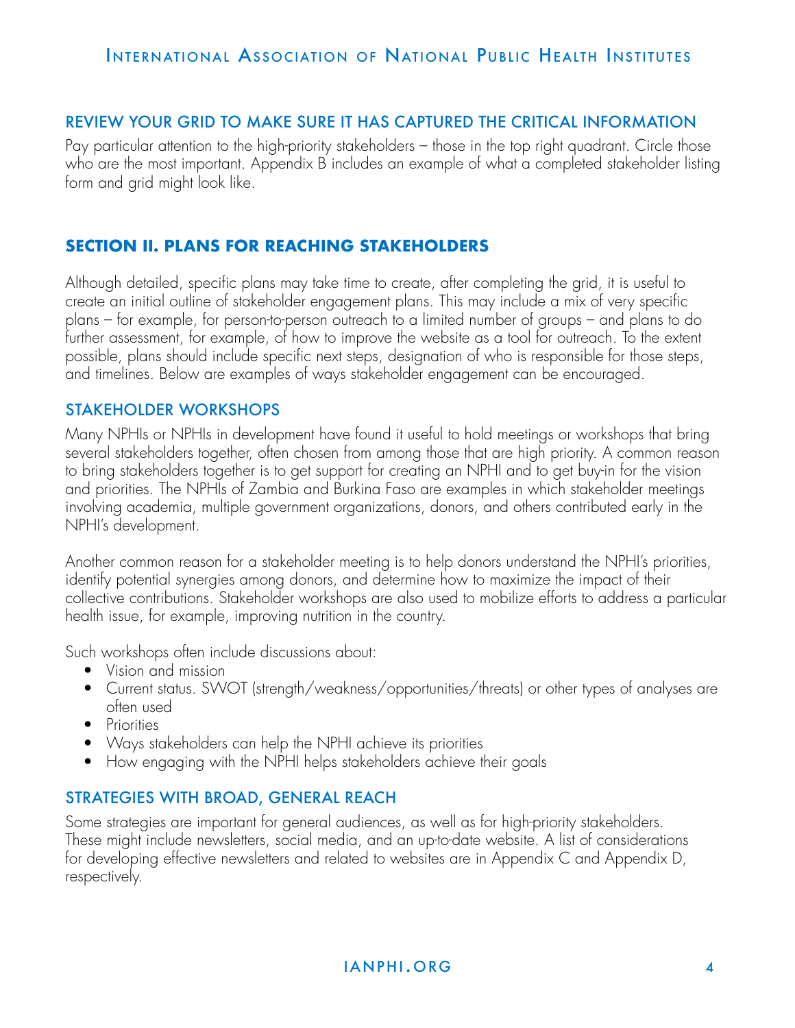### REVIEW YOUR GRID TO MAKE SURE IT HAS CAPTURED THE CRITICAL INFORMATION

Pay particular attention to the high-priority stakeholders – those in the top right quadrant. Circle those who are the most important. Appendix B includes an example of what a completed stakeholder listing form and grid might look like.

## SECTION II. PLANS FOR REACHING STAKEHOLDERS

Although detailed, specific plans may take time to create, after completing the grid, it is useful to create an initial outline of stakeholder engagement plans. This may include a mix of very specific plans – for example, for person-to-person outreach to a limited number of groups – and plans to do further assessment, for example, of how to improve the website as a tool for outreach. To the extent possible, plans should include specific next steps, designation of who is responsible for those steps, and timelines. Below are examples of ways stakeholder engagement can be encouraged.

### STAKEHOLDER WORKSHOPS

Many NPHIs or NPHIs in development have found it useful to hold meetings or workshops that bring several stakeholders together, often chosen from among those that are high priority. A common reason to bring stakeholders together is to get support for creating an NPHI and to get buy-in for the vision and priorities. The NPHIs of Zambia and Burkina Faso are examples in which stakeholder meetings involving academia, multiple government organizations, donors, and others contributed early in the NPHI's development.

Another common reason for a stakeholder meeting is to help donors understand the NPHI's priorities, identify potential synergies among donors, and determine how to maximize the impact of their collective contributions. Stakeholder workshops are also used to mobilize efforts to address a particular health issue, for example, improving nutrition in the country.

Such workshops often include discussions about:

- Vision and mission
- Current status. SWOT (strength/weakness/opportunities/threats) or other types of analyses are often used
- Priorities
- Ways stakeholders can help the NPHI achieve its priorities
- How engaging with the NPHI helps stakeholders achieve their goals

### STRATEGIES WITH BROAD, GENERAL REACH

Some strategies are important for general audiences, as well as for high-priority stakeholders. These might include newsletters, social media, and an up-to-date website. A list of considerations for developing effective newsletters and related to websites are in Appendix C and Appendix D, respectively.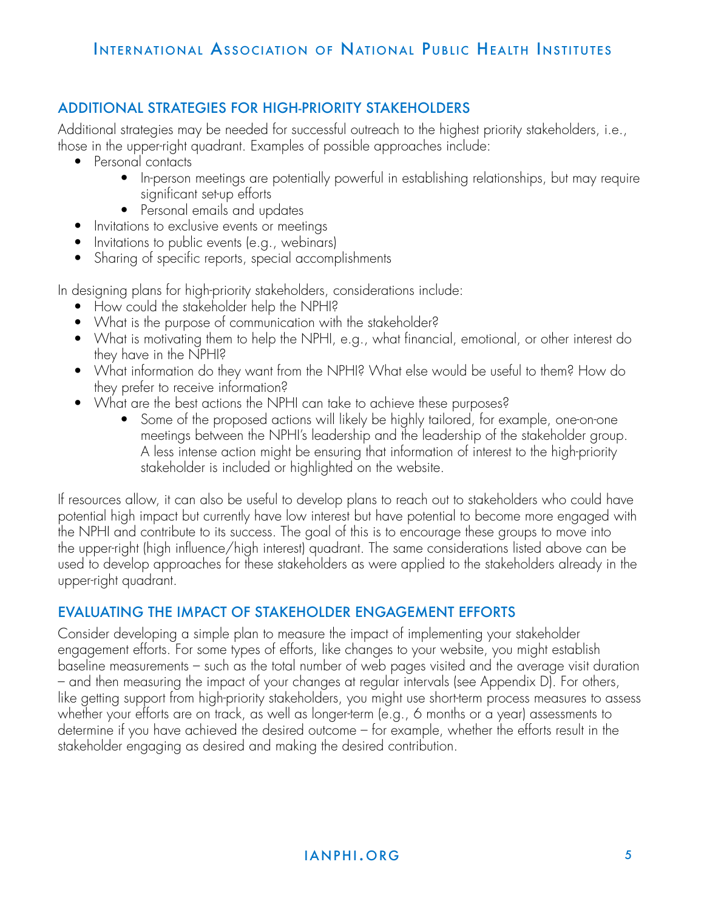## ADDITIONAL STRATEGIES FOR HIGH-PRIORITY STAKEHOLDERS

Additional strategies may be needed for successful outreach to the highest priority stakeholders, i.e., those in the upper-right quadrant. Examples of possible approaches include:

- Personal contacts
    - In-person meetings are potentially powerful in establishing relationships, but may require significant set-up efforts
    - Personal emails and updates
- Invitations to exclusive events or meetings
- Invitations to public events (e.g., webinars)
- Sharing of specific reports, special accomplishments

In designing plans for high-priority stakeholders, considerations include:

- How could the stakeholder help the NPHI?
- What is the purpose of communication with the stakeholder?
- What is motivating them to help the NPHI, e.g., what financial, emotional, or other interest do they have in the NPHI?
- What information do they want from the NPHI? What else would be useful to them? How do they prefer to receive information?
- What are the best actions the NPHI can take to achieve these purposes?
    - Some of the proposed actions will likely be highly tailored, for example, one-on-one meetings between the NPHI's leadership and the leadership of the stakeholder group. A less intense action might be ensuring that information of interest to the high-priority stakeholder is included or highlighted on the website.

If resources allow, it can also be useful to develop plans to reach out to stakeholders who could have potential high impact but currently have low interest but have potential to become more engaged with the NPHI and contribute to its success. The goal of this is to encourage these groups to move into the upper-right (high influence/high interest) quadrant. The same considerations listed above can be used to develop approaches for these stakeholders as were applied to the stakeholders already in the upper-right quadrant.

## EVALUATING THE IMPACT OF STAKEHOLDER ENGAGEMENT EFFORTS

Consider developing a simple plan to measure the impact of implementing your stakeholder engagement efforts. For some types of efforts, like changes to your website, you might establish baseline measurements – such as the total number of web pages visited and the average visit duration – and then measuring the impact of your changes at regular intervals (see Appendix D). For others, like getting support from high-priority stakeholders, you might use short-term process measures to assess whether your efforts are on track, as well as longer-term (e.g., 6 months or a year) assessments to determine if you have achieved the desired outcome – for example, whether the efforts result in the stakeholder engaging as desired and making the desired contribution.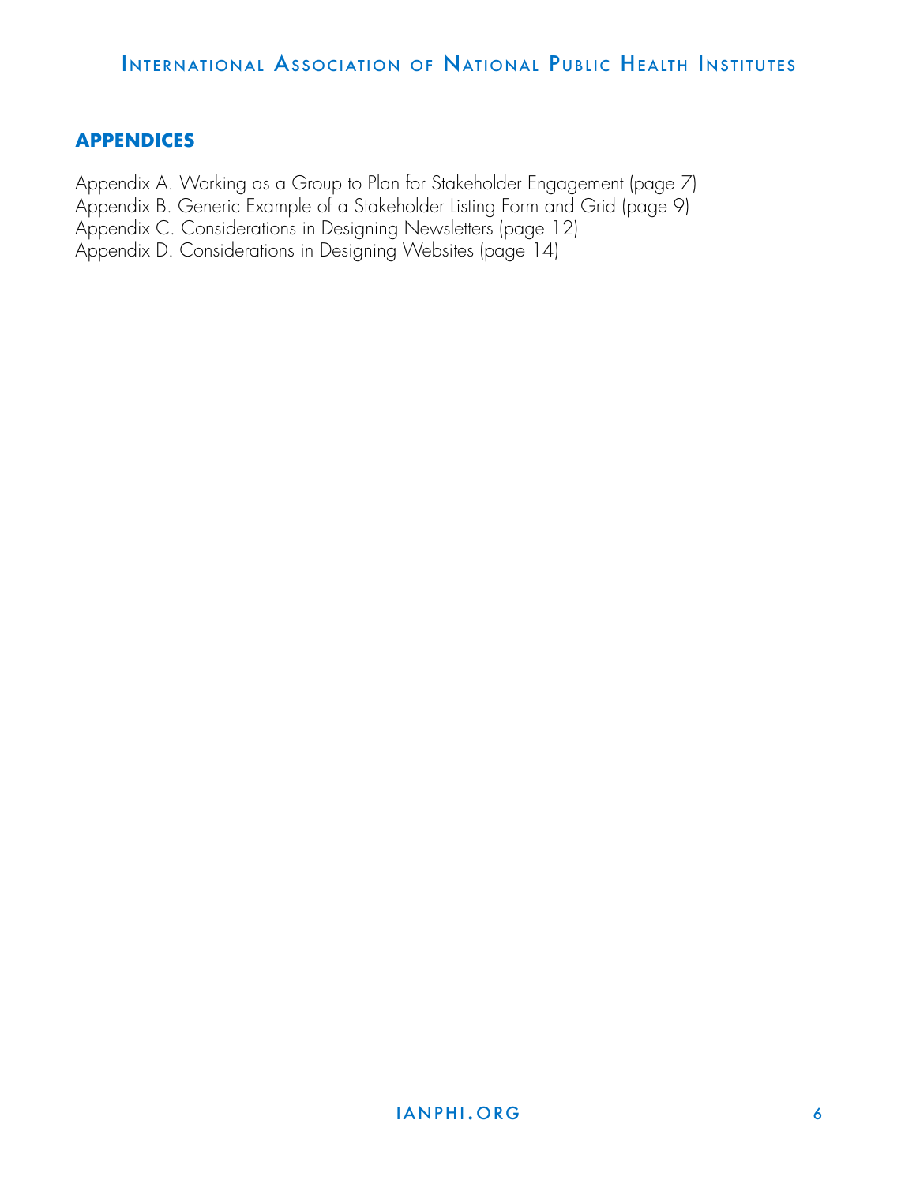## APPENDICES

Appendix A. Working as a Group to Plan for Stakeholder Engagement (page 7)
Appendix B. Generic Example of a Stakeholder Listing Form and Grid (page 9)
Appendix C. Considerations in Designing Newsletters (page 12)
Appendix D. Considerations in Designing Websites (page 14)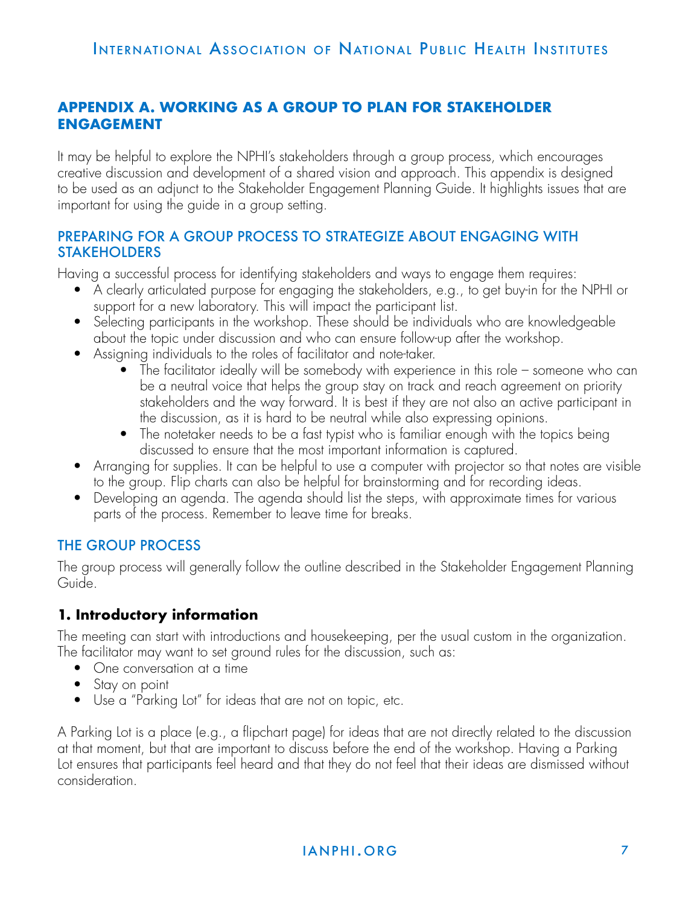## APPENDIX A. WORKING AS A GROUP TO PLAN FOR STAKEHOLDER ENGAGEMENT

It may be helpful to explore the NPHI's stakeholders through a group process, which encourages creative discussion and development of a shared vision and approach. This appendix is designed to be used as an adjunct to the Stakeholder Engagement Planning Guide. It highlights issues that are important for using the guide in a group setting.

### PREPARING FOR A GROUP PROCESS TO STRATEGIZE ABOUT ENGAGING WITH STAKEHOLDERS

Having a successful process for identifying stakeholders and ways to engage them requires:

- A clearly articulated purpose for engaging the stakeholders, e.g., to get buy-in for the NPHI or support for a new laboratory. This will impact the participant list.
- Selecting participants in the workshop. These should be individuals who are knowledgeable about the topic under discussion and who can ensure follow-up after the workshop.
- Assigning individuals to the roles of facilitator and note-taker.
    - The facilitator ideally will be somebody with experience in this role – someone who can be a neutral voice that helps the group stay on track and reach agreement on priority stakeholders and the way forward. It is best if they are not also an active participant in the discussion, as it is hard to be neutral while also expressing opinions.
    - The notetaker needs to be a fast typist who is familiar enough with the topics being discussed to ensure that the most important information is captured.
- Arranging for supplies. It can be helpful to use a computer with projector so that notes are visible to the group. Flip charts can also be helpful for brainstorming and for recording ideas.
- Developing an agenda. The agenda should list the steps, with approximate times for various parts of the process. Remember to leave time for breaks.

### THE GROUP PROCESS

The group process will generally follow the outline described in the Stakeholder Engagement Planning Guide.

#### 1. Introductory information

The meeting can start with introductions and housekeeping, per the usual custom in the organization. The facilitator may want to set ground rules for the discussion, such as:

- One conversation at a time
- Stay on point
- Use a "Parking Lot" for ideas that are not on topic, etc.

A Parking Lot is a place (e.g., a flipchart page) for ideas that are not directly related to the discussion at that moment, but that are important to discuss before the end of the workshop. Having a Parking Lot ensures that participants feel heard and that they do not feel that their ideas are dismissed without consideration.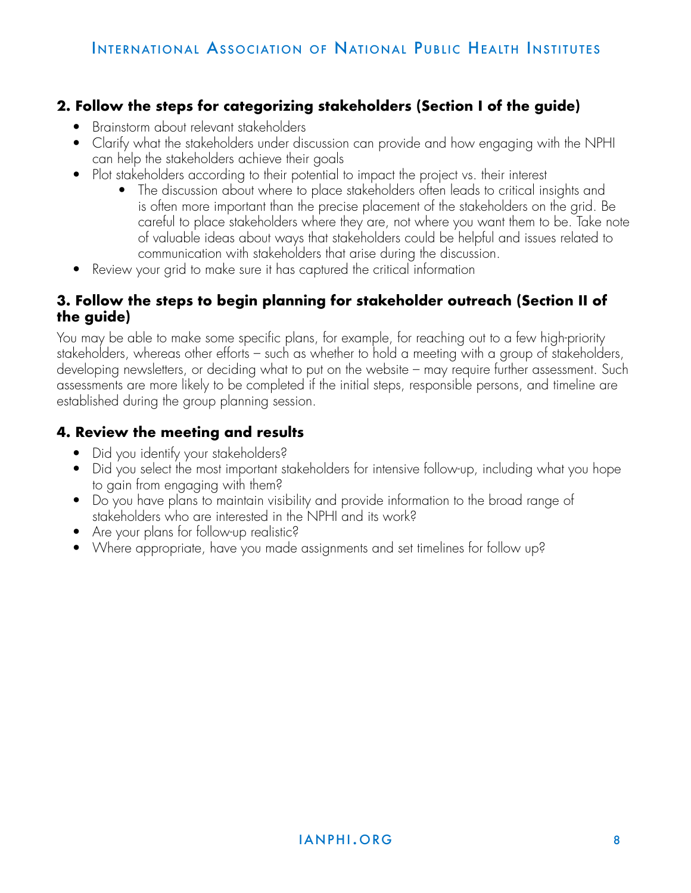### 2. Follow the steps for categorizing stakeholders (Section I of the guide)

- Brainstorm about relevant stakeholders
- Clarify what the stakeholders under discussion can provide and how engaging with the NPHI can help the stakeholders achieve their goals
- Plot stakeholders according to their potential to impact the project vs. their interest
  - The discussion about where to place stakeholders often leads to critical insights and is often more important than the precise placement of the stakeholders on the grid. Be careful to place stakeholders where they are, not where you want them to be. Take note of valuable ideas about ways that stakeholders could be helpful and issues related to communication with stakeholders that arise during the discussion.
- Review your grid to make sure it has captured the critical information

### 3. Follow the steps to begin planning for stakeholder outreach (Section II of the guide)

You may be able to make some specific plans, for example, for reaching out to a few high-priority stakeholders, whereas other efforts – such as whether to hold a meeting with a group of stakeholders, developing newsletters, or deciding what to put on the website – may require further assessment. Such assessments are more likely to be completed if the initial steps, responsible persons, and timeline are established during the group planning session.

### 4. Review the meeting and results

- Did you identify your stakeholders?
- Did you select the most important stakeholders for intensive follow-up, including what you hope to gain from engaging with them?
- Do you have plans to maintain visibility and provide information to the broad range of stakeholders who are interested in the NPHI and its work?
- Are your plans for follow-up realistic?
- Where appropriate, have you made assignments and set timelines for follow up?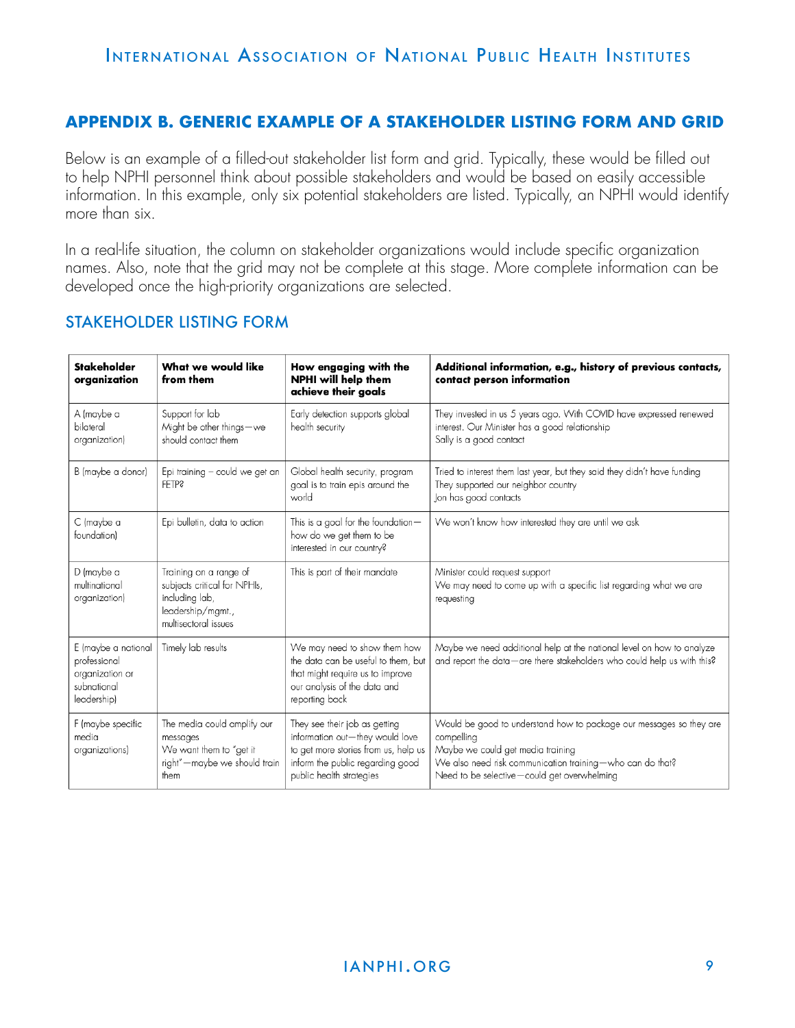## APPENDIX B. GENERIC EXAMPLE OF A STAKEHOLDER LISTING FORM AND GRID

Below is an example of a filled-out stakeholder list form and grid. Typically, these would be filled out to help NPHI personnel think about possible stakeholders and would be based on easily accessible information. In this example, only six potential stakeholders are listed. Typically, an NPHI would identify more than six.

In a real-life situation, the column on stakeholder organizations would include specific organization names. Also, note that the grid may not be complete at this stage. More complete information can be developed once the high-priority organizations are selected.

### STAKEHOLDER LISTING FORM

| Stakeholder organization | What we would like from them | How engaging with the NPHI will help them achieve their goals | Additional information, e.g., history of previous contacts, contact person information |
|---|---|---|---|
| A (maybe a bilateral organization) | Support for lab<br>Might be other things—we should contact them | Early detection supports global health security | They invested in us 5 years ago. With COVID have expressed renewed interest. Our Minister has a good relationship<br>Sally is a good contact |
| B (maybe a donor) | Epi training – could we get an FETP? | Global health security, program goal is to train epis around the world | Tried to interest them last year, but they said they didn't have funding<br>They supported our neighbor country<br>Jon has good contacts |
| C (maybe a foundation) | Epi bulletin, data to action | This is a goal for the foundation—how do we get them to be interested in our country? | We won't know how interested they are until we ask |
| D (maybe a multinational organization) | Training on a range of subjects critical for NPHIs, including lab, leadership/mgmt., multisectoral issues | This is part of their mandate | Minister could request support<br>We may need to come up with a specific list regarding what we are requesting |
| E (maybe a national professional organization or subnational leadership) | Timely lab results | We may need to show them how the data can be useful to them, but that might require us to improve our analysis of the data and reporting back | Maybe we need additional help at the national level on how to analyze and report the data—are there stakeholders who could help us with this? |
| F (maybe specific media organizations) | The media could amplify our messages<br>We want them to "get it right"—maybe we should train them | They see their job as getting information out—they would love to get more stories from us, help us inform the public regarding good public health strategies | Would be good to understand how to package our messages so they are compelling<br>Maybe we could get media training<br>We also need risk communication training—who can do that?<br>Need to be selective—could get overwhelming |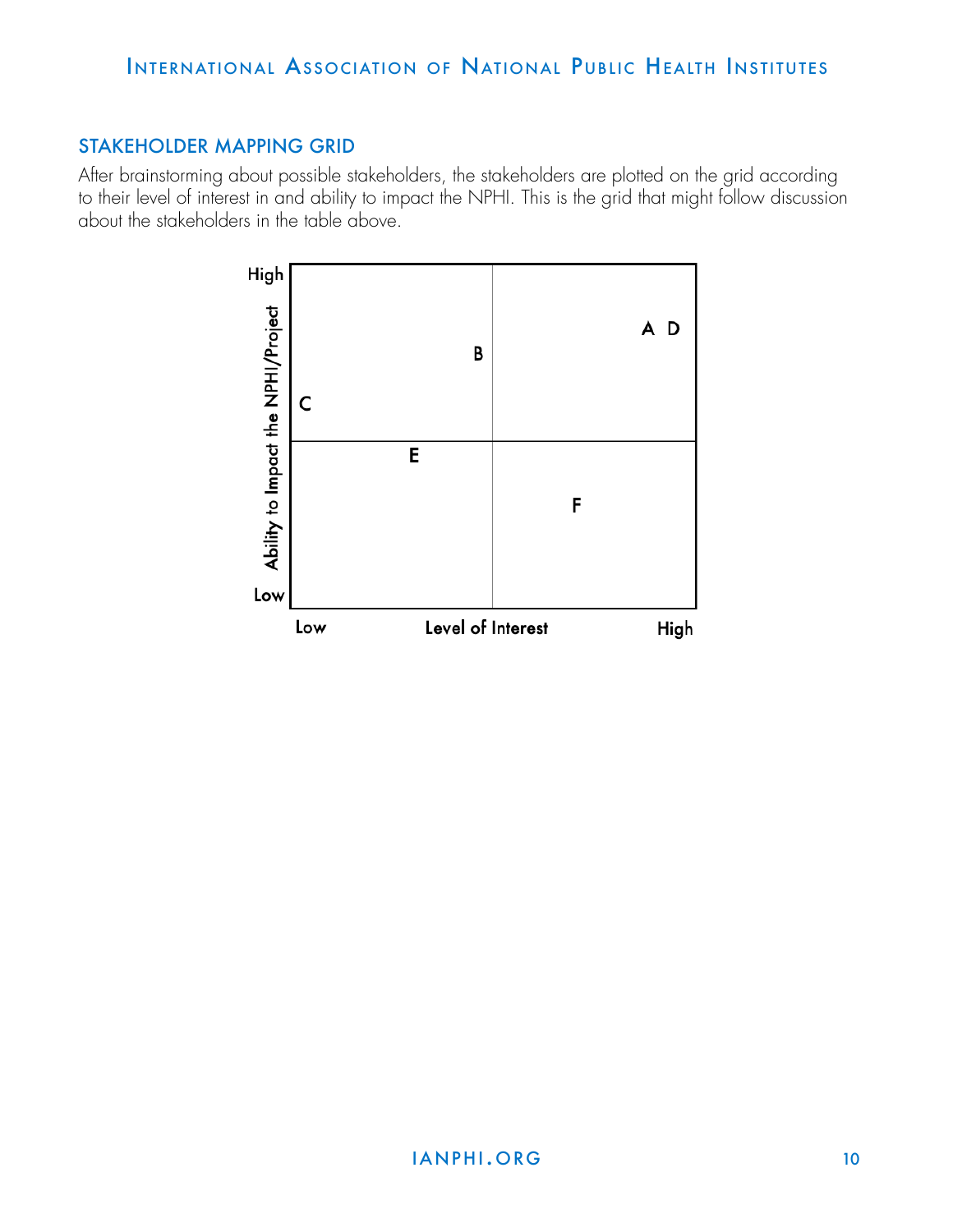## STAKEHOLDER MAPPING GRID

After brainstorming about possible stakeholders, the stakeholders are plotted on the grid according to their level of interest in and ability to impact the NPHI. This is the grid that might follow discussion about the stakeholders in the table above.

High

Ability to Impact the NPHI/Project

A D

B

C

E

F

Low

Low Level of Interest High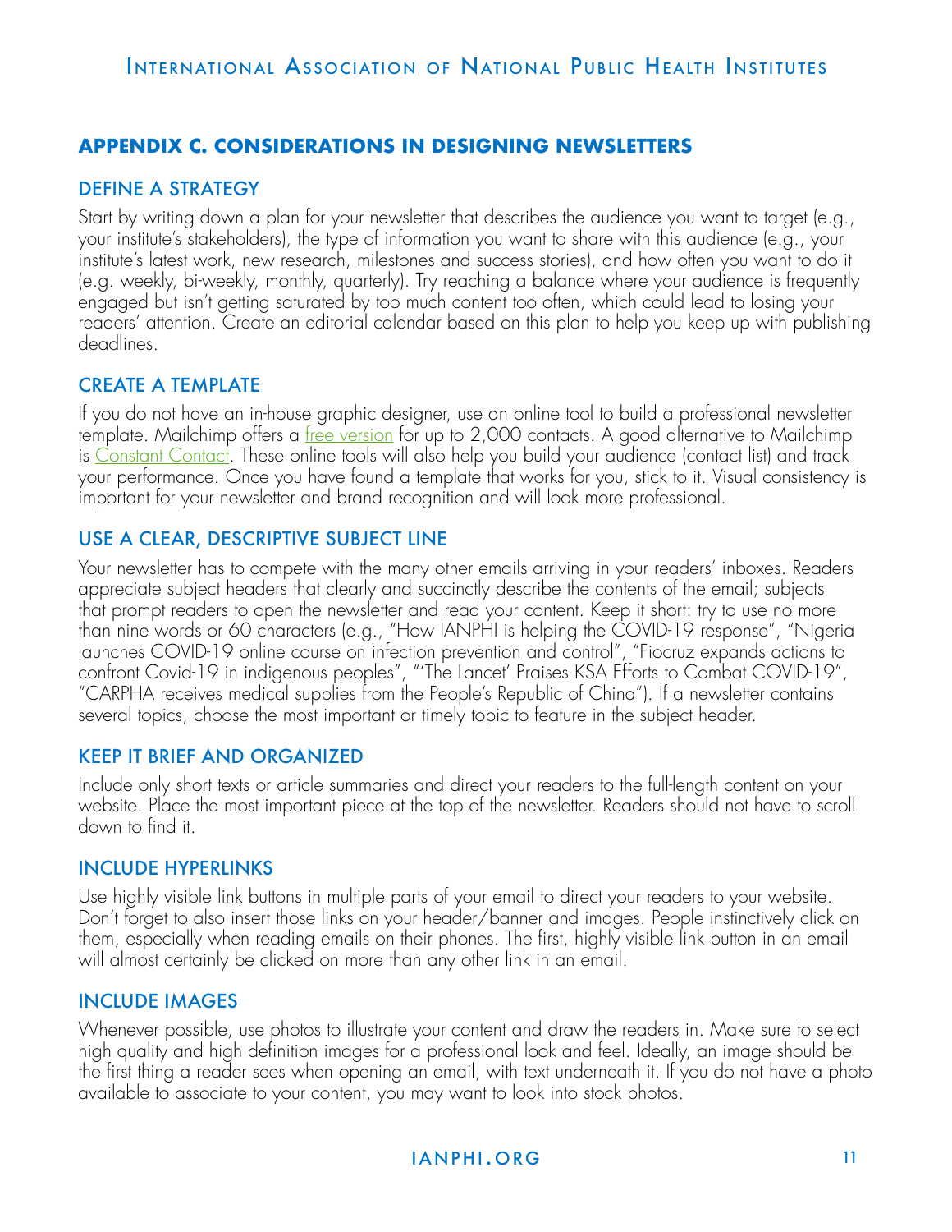## APPENDIX C. CONSIDERATIONS IN DESIGNING NEWSLETTERS

### DEFINE A STRATEGY

Start by writing down a plan for your newsletter that describes the audience you want to target (e.g., your institute's stakeholders), the type of information you want to share with this audience (e.g., your institute's latest work, new research, milestones and success stories), and how often you want to do it (e.g. weekly, bi-weekly, monthly, quarterly). Try reaching a balance where your audience is frequently engaged but isn't getting saturated by too much content too often, which could lead to losing your readers' attention. Create an editorial calendar based on this plan to help you keep up with publishing deadlines.

### CREATE A TEMPLATE

If you do not have an in-house graphic designer, use an online tool to build a professional newsletter template. Mailchimp offers a free version for up to 2,000 contacts. A good alternative to Mailchimp is Constant Contact. These online tools will also help you build your audience (contact list) and track your performance. Once you have found a template that works for you, stick to it. Visual consistency is important for your newsletter and brand recognition and will look more professional.

### USE A CLEAR, DESCRIPTIVE SUBJECT LINE

Your newsletter has to compete with the many other emails arriving in your readers' inboxes. Readers appreciate subject headers that clearly and succinctly describe the contents of the email; subjects that prompt readers to open the newsletter and read your content. Keep it short: try to use no more than nine words or 60 characters (e.g., "How IANPHI is helping the COVID-19 response", "Nigeria launches COVID-19 online course on infection prevention and control", "Fiocruz expands actions to confront Covid-19 in indigenous peoples", "'The Lancet' Praises KSA Efforts to Combat COVID-19", "CARPHA receives medical supplies from the People's Republic of China"). If a newsletter contains several topics, choose the most important or timely topic to feature in the subject header.

### KEEP IT BRIEF AND ORGANIZED

Include only short texts or article summaries and direct your readers to the full-length content on your website. Place the most important piece at the top of the newsletter. Readers should not have to scroll down to find it.

### INCLUDE HYPERLINKS

Use highly visible link buttons in multiple parts of your email to direct your readers to your website. Don't forget to also insert those links on your header/banner and images. People instinctively click on them, especially when reading emails on their phones. The first, highly visible link button in an email will almost certainly be clicked on more than any other link in an email.

### INCLUDE IMAGES

Whenever possible, use photos to illustrate your content and draw the readers in. Make sure to select high quality and high definition images for a professional look and feel. Ideally, an image should be the first thing a reader sees when opening an email, with text underneath it. If you do not have a photo available to associate to your content, you may want to look into stock photos.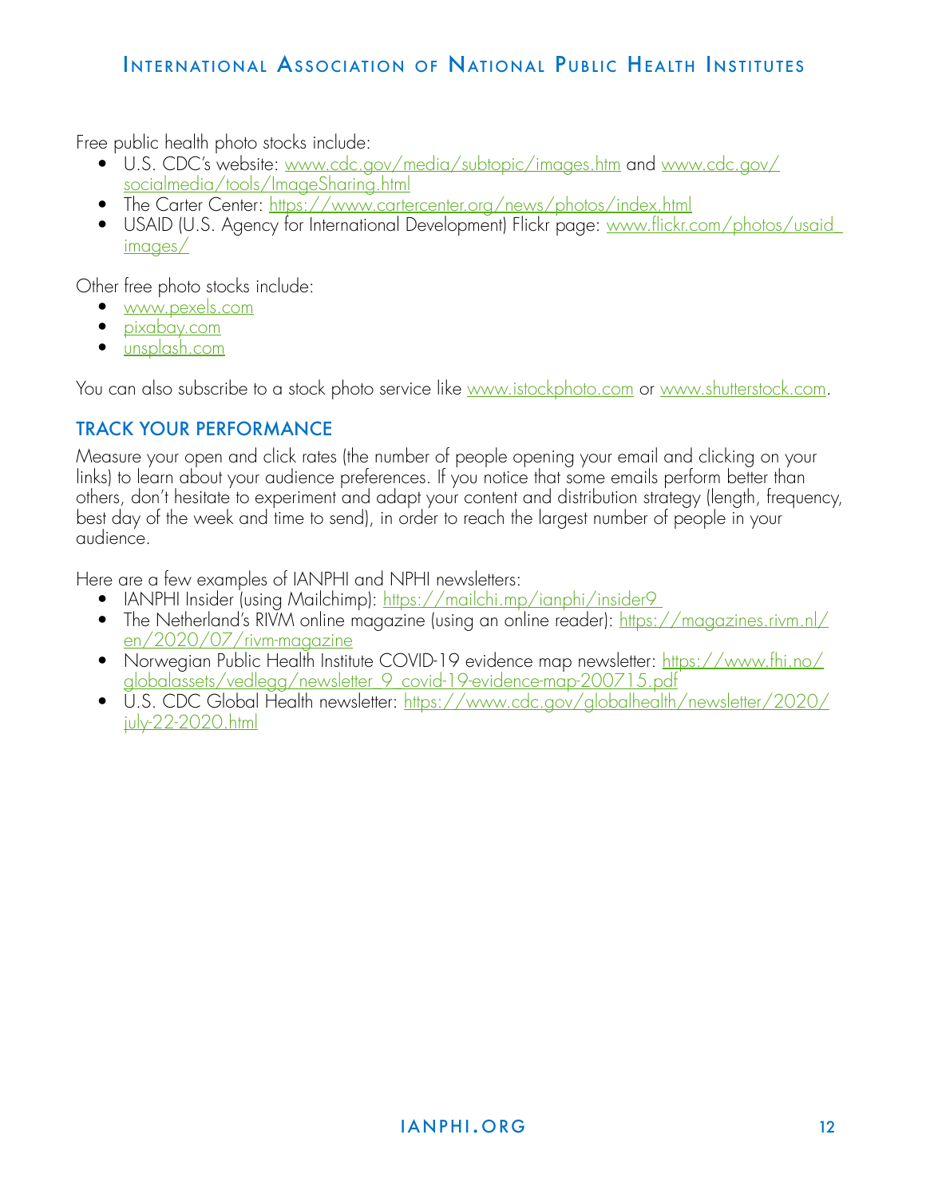Free public health photo stocks include:

- U.S. CDC's website: www.cdc.gov/media/subtopic/images.htm and www.cdc.gov/socialmedia/tools/ImageSharing.html
- The Carter Center: https://www.cartercenter.org/news/photos/index.html
- USAID (U.S. Agency for International Development) Flickr page: www.flickr.com/photos/usaid_images/

Other free photo stocks include:

- www.pexels.com
- pixabay.com
- unsplash.com

You can also subscribe to a stock photo service like www.istockphoto.com or www.shutterstock.com.

## TRACK YOUR PERFORMANCE

Measure your open and click rates (the number of people opening your email and clicking on your links) to learn about your audience preferences. If you notice that some emails perform better than others, don't hesitate to experiment and adapt your content and distribution strategy (length, frequency, best day of the week and time to send), in order to reach the largest number of people in your audience.

Here are a few examples of IANPHI and NPHI newsletters:

- IANPHI Insider (using Mailchimp): https://mailchi.mp/ianphi/insider9
- The Netherland's RIVM online magazine (using an online reader): https://magazines.rivm.nl/en/2020/07/rivm-magazine
- Norwegian Public Health Institute COVID-19 evidence map newsletter: https://www.fhi.no/globalassets/vedlegg/newsletter_9_covid-19-evidence-map-200715.pdf
- U.S. CDC Global Health newsletter: https://www.cdc.gov/globalhealth/newsletter/2020/july-22-2020.html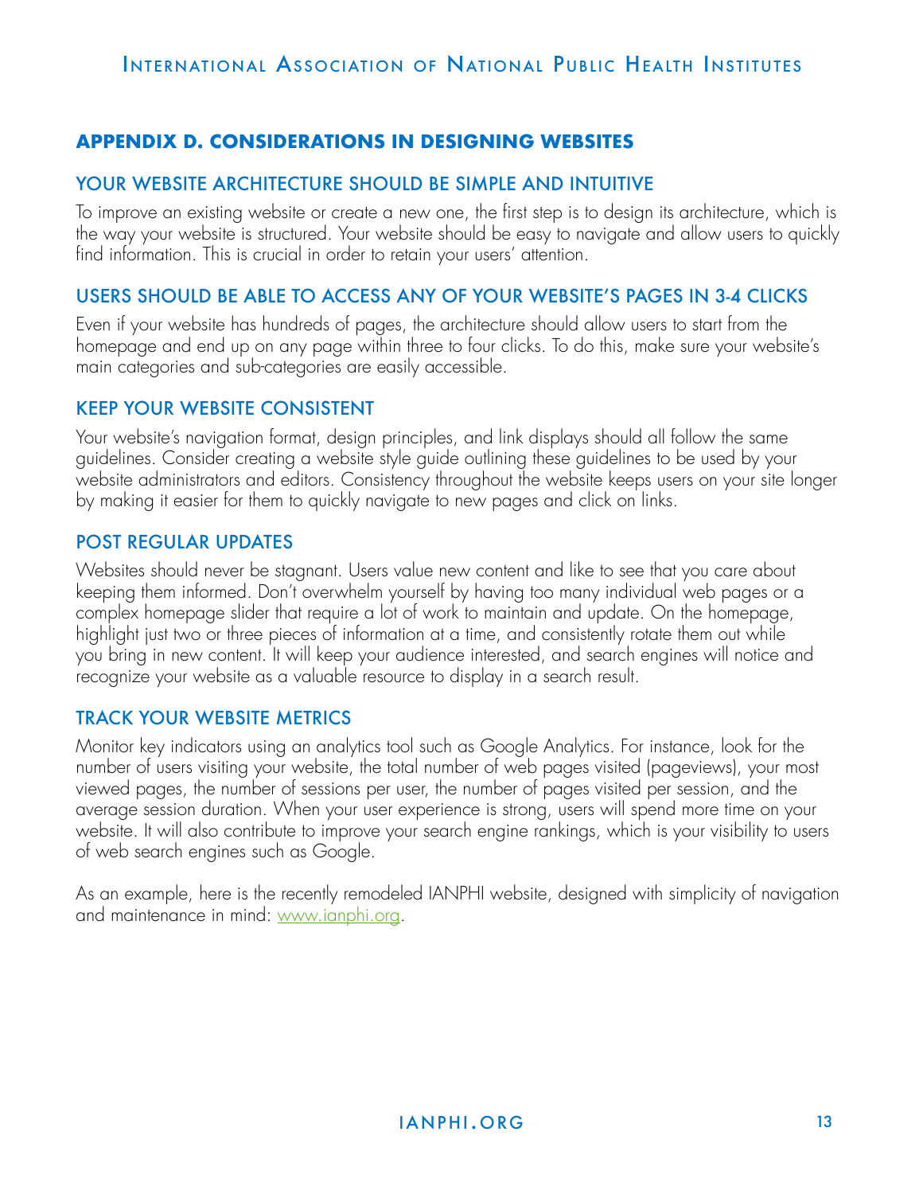## APPENDIX D. CONSIDERATIONS IN DESIGNING WEBSITES

### YOUR WEBSITE ARCHITECTURE SHOULD BE SIMPLE AND INTUITIVE

To improve an existing website or create a new one, the first step is to design its architecture, which is the way your website is structured. Your website should be easy to navigate and allow users to quickly find information. This is crucial in order to retain your users' attention.

### USERS SHOULD BE ABLE TO ACCESS ANY OF YOUR WEBSITE'S PAGES IN 3-4 CLICKS

Even if your website has hundreds of pages, the architecture should allow users to start from the homepage and end up on any page within three to four clicks. To do this, make sure your website's main categories and sub-categories are easily accessible.

### KEEP YOUR WEBSITE CONSISTENT

Your website's navigation format, design principles, and link displays should all follow the same guidelines. Consider creating a website style guide outlining these guidelines to be used by your website administrators and editors. Consistency throughout the website keeps users on your site longer by making it easier for them to quickly navigate to new pages and click on links.

### POST REGULAR UPDATES

Websites should never be stagnant. Users value new content and like to see that you care about keeping them informed. Don't overwhelm yourself by having too many individual web pages or a complex homepage slider that require a lot of work to maintain and update. On the homepage, highlight just two or three pieces of information at a time, and consistently rotate them out while you bring in new content. It will keep your audience interested, and search engines will notice and recognize your website as a valuable resource to display in a search result.

### TRACK YOUR WEBSITE METRICS

Monitor key indicators using an analytics tool such as Google Analytics. For instance, look for the number of users visiting your website, the total number of web pages visited (pageviews), your most viewed pages, the number of sessions per user, the number of pages visited per session, and the average session duration. When your user experience is strong, users will spend more time on your website. It will also contribute to improve your search engine rankings, which is your visibility to users of web search engines such as Google.

As an example, here is the recently remodeled IANPHI website, designed with simplicity of navigation and maintenance in mind: [www.ianphi.org](http://www.ianphi.org).